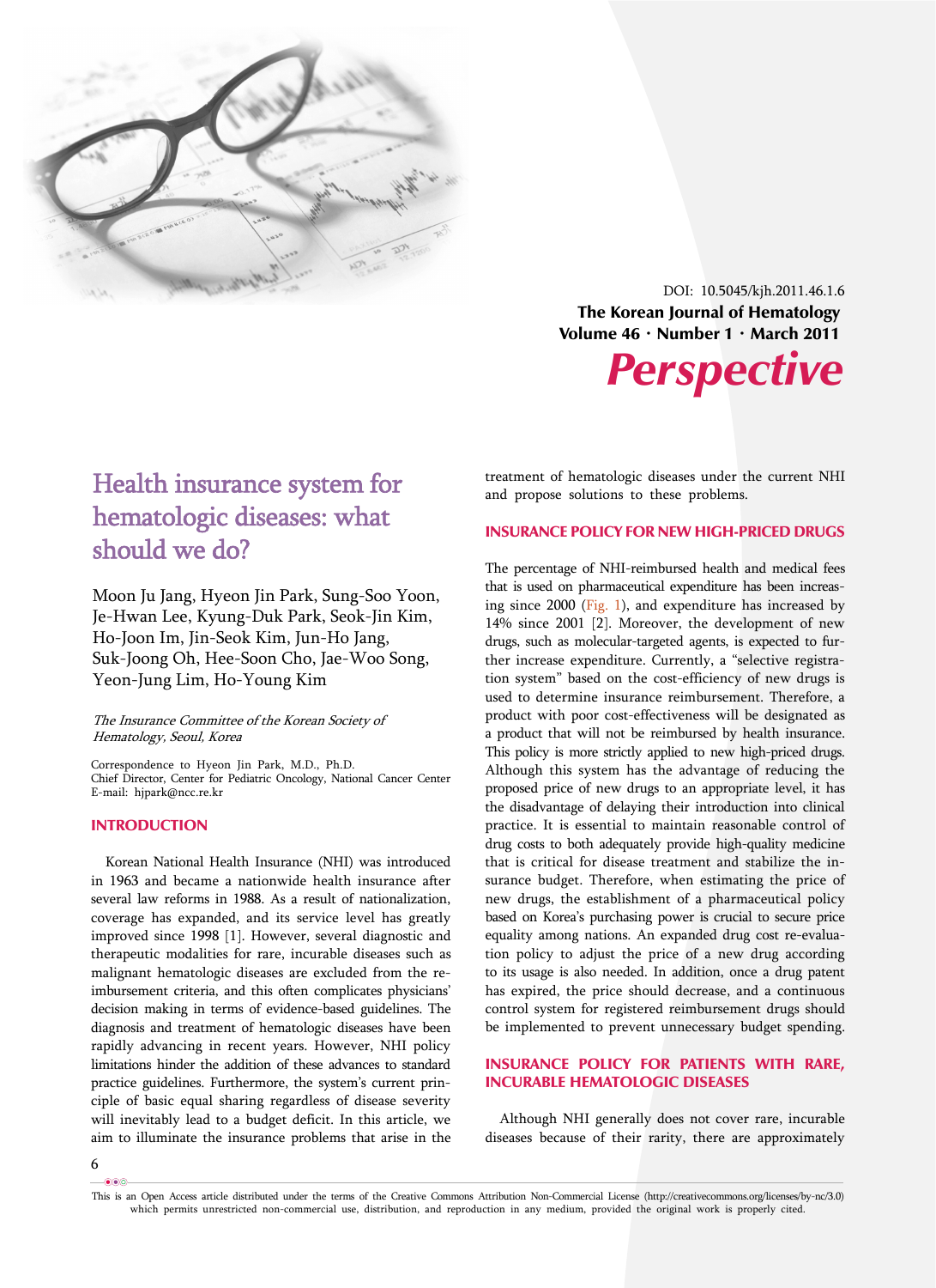DOI: 10.5045/kjh.2011.46.1.6

The Korean Journal of Hematology
Volume 46 · Number 1 · March 2011

*Perspective*

# Health insurance system for hematologic diseases: what should we do?

Moon Ju Jang, Hyeon Jin Park, Sung-Soo Yoon, Je-Hwan Lee, Kyung-Duk Park, Seok-Jin Kim, Ho-Joon Im, Jin-Seok Kim, Jun-Ho Jang, Suk-Joong Oh, Hee-Soon Cho, Jae-Woo Song, Yeon-Jung Lim, Ho-Young Kim

*The Insurance Committee of the Korean Society of Hematology, Seoul, Korea*

Correspondence to Hyeon Jin Park, M.D., Ph.D.
Chief Director, Center for Pediatric Oncology, National Cancer Center
E-mail: hjpark@ncc.re.kr

## INTRODUCTION

Korean National Health Insurance (NHI) was introduced in 1963 and became a nationwide health insurance after several law reforms in 1988. As a result of nationalization, coverage has expanded, and its service level has greatly improved since 1998 [1]. However, several diagnostic and therapeutic modalities for rare, incurable diseases such as malignant hematologic diseases are excluded from the reimbursement criteria, and this often complicates physicians' decision making in terms of evidence-based guidelines. The diagnosis and treatment of hematologic diseases have been rapidly advancing in recent years. However, NHI policy limitations hinder the addition of these advances to standard practice guidelines. Furthermore, the system's current principle of basic equal sharing regardless of disease severity will inevitably lead to a budget deficit. In this article, we aim to illuminate the insurance problems that arise in the treatment of hematologic diseases under the current NHI and propose solutions to these problems.

## INSURANCE POLICY FOR NEW HIGH-PRICED DRUGS

The percentage of NHI-reimbursed health and medical fees that is used on pharmaceutical expenditure has been increasing since 2000 (Fig. 1), and expenditure has increased by 14% since 2001 [2]. Moreover, the development of new drugs, such as molecular-targeted agents, is expected to further increase expenditure. Currently, a "selective registration system" based on the cost-efficiency of new drugs is used to determine insurance reimbursement. Therefore, a product with poor cost-effectiveness will be designated as a product that will not be reimbursed by health insurance. This policy is more strictly applied to new high-priced drugs. Although this system has the advantage of reducing the proposed price of new drugs to an appropriate level, it has the disadvantage of delaying their introduction into clinical practice. It is essential to maintain reasonable control of drug costs to both adequately provide high-quality medicine that is critical for disease treatment and stabilize the insurance budget. Therefore, when estimating the price of new drugs, the establishment of a pharmaceutical policy based on Korea's purchasing power is crucial to secure price equality among nations. An expanded drug cost re-evaluation policy to adjust the price of a new drug according to its usage is also needed. In addition, once a drug patent has expired, the price should decrease, and a continuous control system for registered reimbursement drugs should be implemented to prevent unnecessary budget spending.

## INSURANCE POLICY FOR PATIENTS WITH RARE, INCURABLE HEMATOLOGIC DISEASES

Although NHI generally does not cover rare, incurable diseases because of their rarity, there are approximately

This is an Open Access article distributed under the terms of the Creative Commons Attribution Non-Commercial License (http://creativecommons.org/licenses/by-nc/3.0) which permits unrestricted non-commercial use, distribution, and reproduction in any medium, provided the original work is properly cited.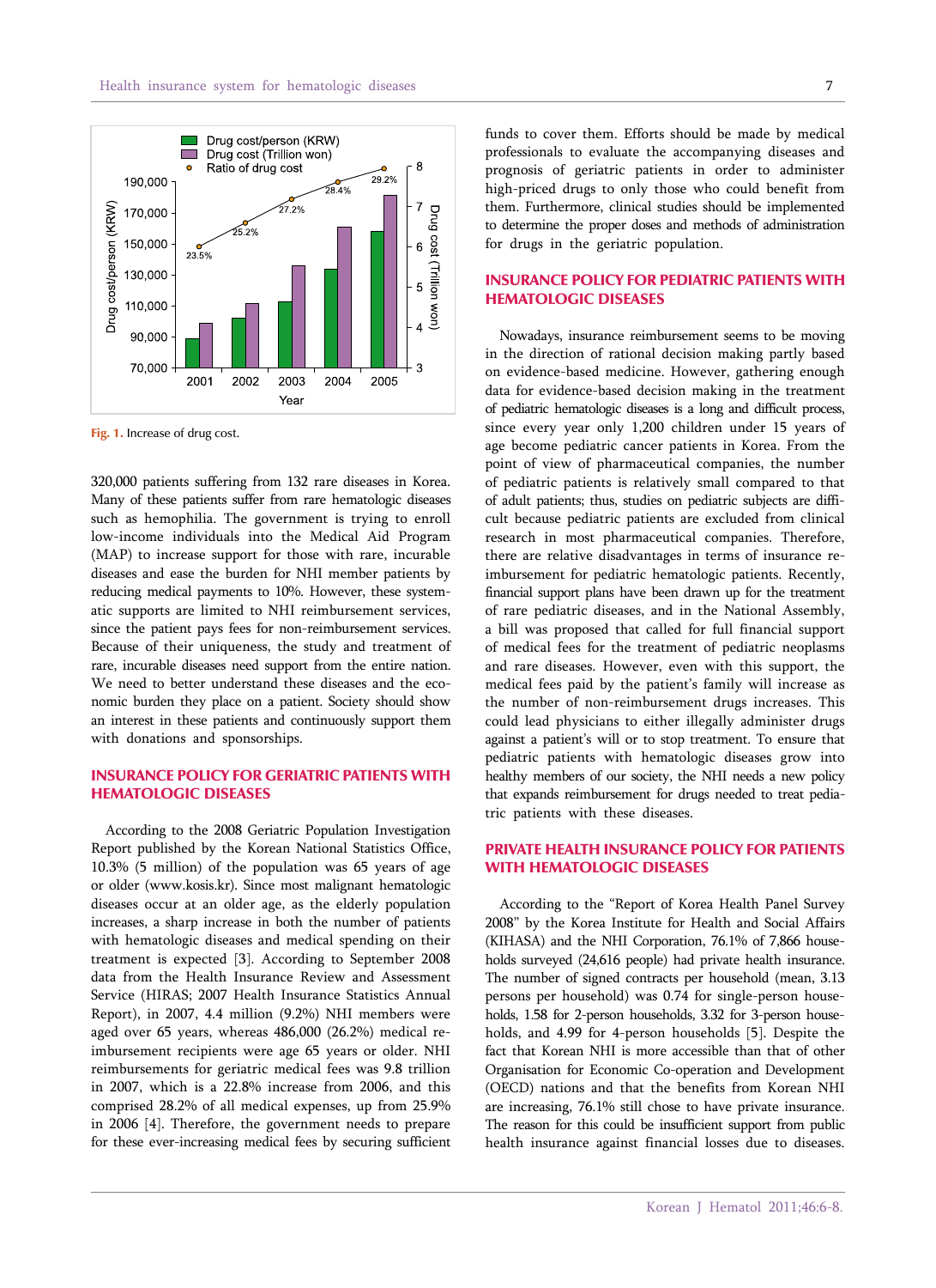Fig. 1. Increase of drug cost.

320,000 patients suffering from 132 rare diseases in Korea. Many of these patients suffer from rare hematologic diseases such as hemophilia. The government is trying to enroll low-income individuals into the Medical Aid Program (MAP) to increase support for those with rare, incurable diseases and ease the burden for NHI member patients by reducing medical payments to 10%. However, these systematic supports are limited to NHI reimbursement services, since the patient pays fees for non-reimbursement services. Because of their uniqueness, the study and treatment of rare, incurable diseases need support from the entire nation. We need to better understand these diseases and the economic burden they place on a patient. Society should show an interest in these patients and continuously support them with donations and sponsorships.

## INSURANCE POLICY FOR GERIATRIC PATIENTS WITH HEMATOLOGIC DISEASES

According to the 2008 Geriatric Population Investigation Report published by the Korean National Statistics Office, 10.3% (5 million) of the population was 65 years of age or older (www.kosis.kr). Since most malignant hematologic diseases occur at an older age, as the elderly population increases, a sharp increase in both the number of patients with hematologic diseases and medical spending on their treatment is expected [3]. According to September 2008 data from the Health Insurance Review and Assessment Service (HIRAS; 2007 Health Insurance Statistics Annual Report), in 2007, 4.4 million (9.2%) NHI members were aged over 65 years, whereas 486,000 (26.2%) medical reimbursement recipients were age 65 years or older. NHI reimbursements for geriatric medical fees was 9.8 trillion in 2007, which is a 22.8% increase from 2006, and this comprised 28.2% of all medical expenses, up from 25.9% in 2006 [4]. Therefore, the government needs to prepare for these ever-increasing medical fees by securing sufficient funds to cover them. Efforts should be made by medical professionals to evaluate the accompanying diseases and prognosis of geriatric patients in order to administer high-priced drugs to only those who could benefit from them. Furthermore, clinical studies should be implemented to determine the proper doses and methods of administration for drugs in the geriatric population.

## INSURANCE POLICY FOR PEDIATRIC PATIENTS WITH HEMATOLOGIC DISEASES

Nowadays, insurance reimbursement seems to be moving in the direction of rational decision making partly based on evidence-based medicine. However, gathering enough data for evidence-based decision making in the treatment of pediatric hematologic diseases is a long and difficult process, since every year only 1,200 children under 15 years of age become pediatric cancer patients in Korea. From the point of view of pharmaceutical companies, the number of pediatric patients is relatively small compared to that of adult patients; thus, studies on pediatric subjects are difficult because pediatric patients are excluded from clinical research in most pharmaceutical companies. Therefore, there are relative disadvantages in terms of insurance reimbursement for pediatric hematologic patients. Recently, financial support plans have been drawn up for the treatment of rare pediatric diseases, and in the National Assembly, a bill was proposed that called for full financial support of medical fees for the treatment of pediatric neoplasms and rare diseases. However, even with this support, the medical fees paid by the patient's family will increase as the number of non-reimbursement drugs increases. This could lead physicians to either illegally administer drugs against a patient's will or to stop treatment. To ensure that pediatric patients with hematologic diseases grow into healthy members of our society, the NHI needs a new policy that expands reimbursement for drugs needed to treat pediatric patients with these diseases.

## PRIVATE HEALTH INSURANCE POLICY FOR PATIENTS WITH HEMATOLOGIC DISEASES

According to the "Report of Korea Health Panel Survey 2008" by the Korea Institute for Health and Social Affairs (KIHASA) and the NHI Corporation, 76.1% of 7,866 households surveyed (24,616 people) had private health insurance. The number of signed contracts per household (mean, 3.13 persons per household) was 0.74 for single-person households, 1.58 for 2-person households, 3.32 for 3-person households, and 4.99 for 4-person households [5]. Despite the fact that Korean NHI is more accessible than that of other Organisation for Economic Co-operation and Development (OECD) nations and that the benefits from Korean NHI are increasing, 76.1% still chose to have private insurance. The reason for this could be insufficient support from public health insurance against financial losses due to diseases.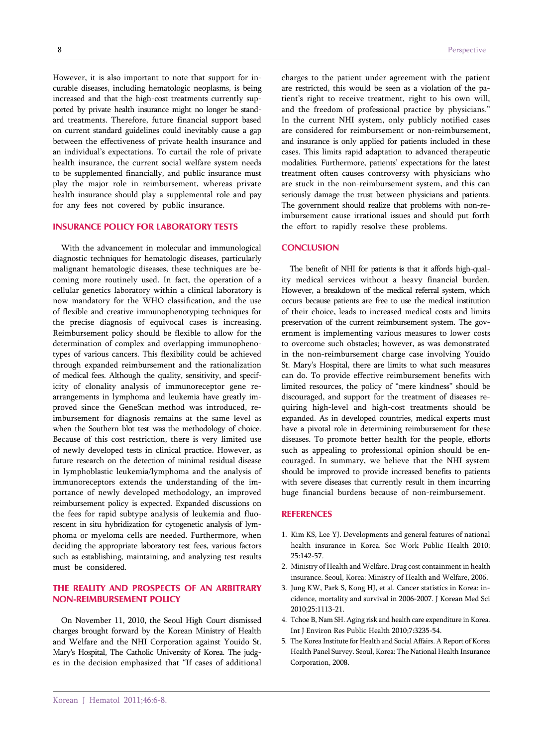However, it is also important to note that support for incurable diseases, including hematologic neoplasms, is being increased and that the high-cost treatments currently supported by private health insurance might no longer be standard treatments. Therefore, future financial support based on current standard guidelines could inevitably cause a gap between the effectiveness of private health insurance and an individual's expectations. To curtail the role of private health insurance, the current social welfare system needs to be supplemented financially, and public insurance must play the major role in reimbursement, whereas private health insurance should play a supplemental role and pay for any fees not covered by public insurance.

## INSURANCE POLICY FOR LABORATORY TESTS

With the advancement in molecular and immunological diagnostic techniques for hematologic diseases, particularly malignant hematologic diseases, these techniques are becoming more routinely used. In fact, the operation of a cellular genetics laboratory within a clinical laboratory is now mandatory for the WHO classification, and the use of flexible and creative immunophenotyping techniques for the precise diagnosis of equivocal cases is increasing. Reimbursement policy should be flexible to allow for the determination of complex and overlapping immunophenotypes of various cancers. This flexibility could be achieved through expanded reimbursement and the rationalization of medical fees. Although the quality, sensitivity, and specificity of clonality analysis of immunoreceptor gene rearrangements in lymphoma and leukemia have greatly improved since the GeneScan method was introduced, reimbursement for diagnosis remains at the same level as when the Southern blot test was the methodology of choice. Because of this cost restriction, there is very limited use of newly developed tests in clinical practice. However, as future research on the detection of minimal residual disease in lymphoblastic leukemia/lymphoma and the analysis of immunoreceptors extends the understanding of the importance of newly developed methodology, an improved reimbursement policy is expected. Expanded discussions on the fees for rapid subtype analysis of leukemia and fluorescent in situ hybridization for cytogenetic analysis of lymphoma or myeloma cells are needed. Furthermore, when deciding the appropriate laboratory test fees, various factors such as establishing, maintaining, and analyzing test results must be considered.

## THE REALITY AND PROSPECTS OF AN ARBITRARY NON-REIMBURSEMENT POLICY

On November 11, 2010, the Seoul High Court dismissed charges brought forward by the Korean Ministry of Health and Welfare and the NHI Corporation against Youido St. Mary's Hospital, The Catholic University of Korea. The judges in the decision emphasized that "If cases of additional charges to the patient under agreement with the patient are restricted, this would be seen as a violation of the patient's right to receive treatment, right to his own will, and the freedom of professional practice by physicians." In the current NHI system, only publicly notified cases are considered for reimbursement or non-reimbursement, and insurance is only applied for patients included in these cases. This limits rapid adaptation to advanced therapeutic modalities. Furthermore, patients' expectations for the latest treatment often causes controversy with physicians who are stuck in the non-reimbursement system, and this can seriously damage the trust between physicians and patients. The government should realize that problems with non-reimbursement cause irrational issues and should put forth the effort to rapidly resolve these problems.

## CONCLUSION

The benefit of NHI for patients is that it affords high-quality medical services without a heavy financial burden. However, a breakdown of the medical referral system, which occurs because patients are free to use the medical institution of their choice, leads to increased medical costs and limits preservation of the current reimbursement system. The government is implementing various measures to lower costs to overcome such obstacles; however, as was demonstrated in the non-reimbursement charge case involving Youido St. Mary's Hospital, there are limits to what such measures can do. To provide effective reimbursement benefits with limited resources, the policy of "mere kindness" should be discouraged, and support for the treatment of diseases requiring high-level and high-cost treatments should be expanded. As in developed countries, medical experts must have a pivotal role in determining reimbursement for these diseases. To promote better health for the people, efforts such as appealing to professional opinion should be encouraged. In summary, we believe that the NHI system should be improved to provide increased benefits to patients with severe diseases that currently result in them incurring huge financial burdens because of non-reimbursement.

## REFERENCES

1. Kim KS, Lee YJ. Developments and general features of national health insurance in Korea. Soc Work Public Health 2010; 25:142-57.
2. Ministry of Health and Welfare. Drug cost containment in health insurance. Seoul, Korea: Ministry of Health and Welfare, 2006.
3. Jung KW, Park S, Kong HJ, et al. Cancer statistics in Korea: incidence, mortality and survival in 2006-2007. J Korean Med Sci 2010;25:1113-21.
4. Tchoe B, Nam SH. Aging risk and health care expenditure in Korea. Int J Environ Res Public Health 2010;7:3235-54.
5. The Korea Institute for Health and Social Affairs. A Report of Korea Health Panel Survey. Seoul, Korea: The National Health Insurance Corporation, 2008.